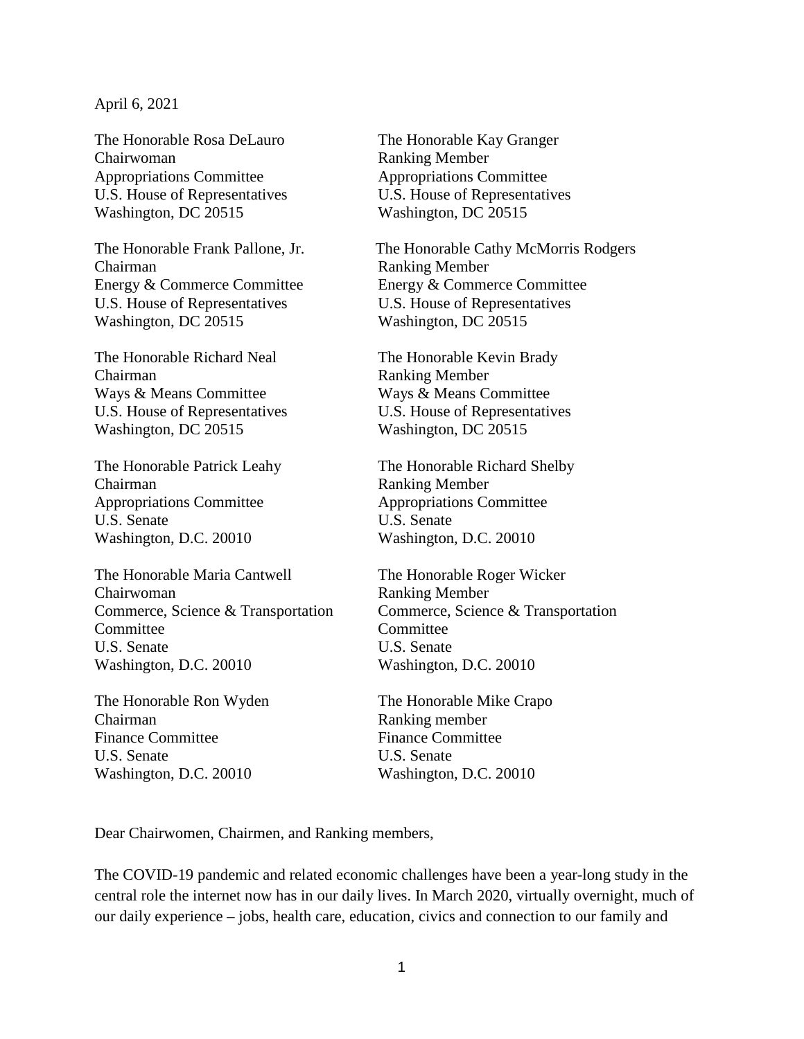April 6, 2021

The Honorable Rosa DeLauro
Chairwoman
Appropriations Committee
U.S. House of Representatives
Washington, DC 20515

The Honorable Kay Granger
Ranking Member
Appropriations Committee
U.S. House of Representatives
Washington, DC 20515

The Honorable Frank Pallone, Jr.
Chairman
Energy & Commerce Committee
U.S. House of Representatives
Washington, DC 20515

The Honorable Cathy McMorris Rodgers
Ranking Member
Energy & Commerce Committee
U.S. House of Representatives
Washington, DC 20515

The Honorable Richard Neal
Chairman
Ways & Means Committee
U.S. House of Representatives
Washington, DC 20515

The Honorable Kevin Brady
Ranking Member
Ways & Means Committee
U.S. House of Representatives
Washington, DC 20515

The Honorable Patrick Leahy
Chairman
Appropriations Committee
U.S. Senate
Washington, D.C. 20010

The Honorable Richard Shelby
Ranking Member
Appropriations Committee
U.S. Senate
Washington, D.C. 20010

The Honorable Maria Cantwell
Chairwoman
Commerce, Science & Transportation Committee
U.S. Senate
Washington, D.C. 20010

The Honorable Roger Wicker
Ranking Member
Commerce, Science & Transportation Committee
U.S. Senate
Washington, D.C. 20010

The Honorable Ron Wyden
Chairman
Finance Committee
U.S. Senate
Washington, D.C. 20010

The Honorable Mike Crapo
Ranking member
Finance Committee
U.S. Senate
Washington, D.C. 20010

Dear Chairwomen, Chairmen, and Ranking members,

The COVID-19 pandemic and related economic challenges have been a year-long study in the central role the internet now has in our daily lives. In March 2020, virtually overnight, much of our daily experience – jobs, health care, education, civics and connection to our family and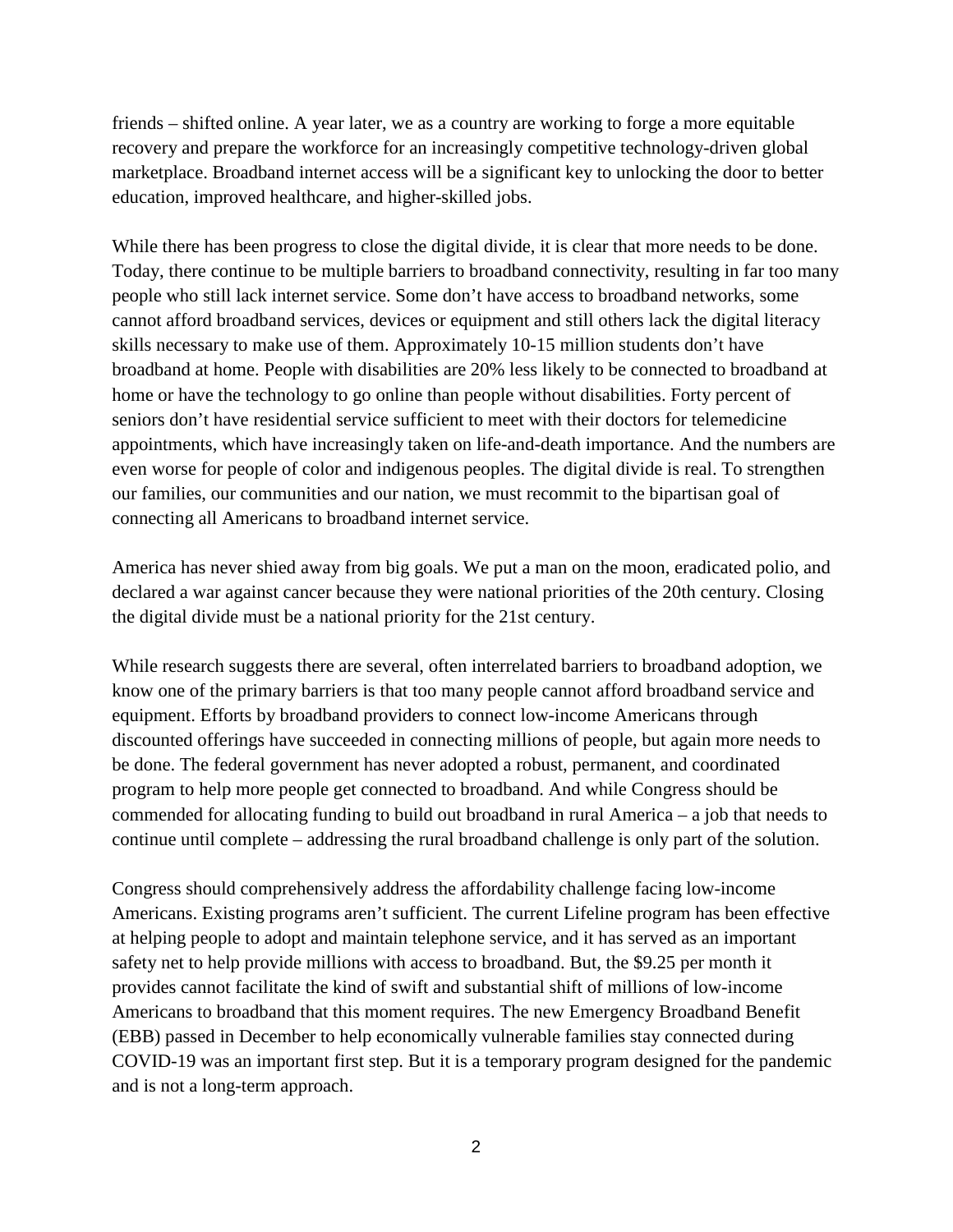friends – shifted online. A year later, we as a country are working to forge a more equitable recovery and prepare the workforce for an increasingly competitive technology-driven global marketplace. Broadband internet access will be a significant key to unlocking the door to better education, improved healthcare, and higher-skilled jobs.

While there has been progress to close the digital divide, it is clear that more needs to be done. Today, there continue to be multiple barriers to broadband connectivity, resulting in far too many people who still lack internet service. Some don't have access to broadband networks, some cannot afford broadband services, devices or equipment and still others lack the digital literacy skills necessary to make use of them. Approximately 10-15 million students don't have broadband at home. People with disabilities are 20% less likely to be connected to broadband at home or have the technology to go online than people without disabilities. Forty percent of seniors don't have residential service sufficient to meet with their doctors for telemedicine appointments, which have increasingly taken on life-and-death importance. And the numbers are even worse for people of color and indigenous peoples. The digital divide is real. To strengthen our families, our communities and our nation, we must recommit to the bipartisan goal of connecting all Americans to broadband internet service.

America has never shied away from big goals. We put a man on the moon, eradicated polio, and declared a war against cancer because they were national priorities of the 20th century. Closing the digital divide must be a national priority for the 21st century.

While research suggests there are several, often interrelated barriers to broadband adoption, we know one of the primary barriers is that too many people cannot afford broadband service and equipment. Efforts by broadband providers to connect low-income Americans through discounted offerings have succeeded in connecting millions of people, but again more needs to be done. The federal government has never adopted a robust, permanent, and coordinated program to help more people get connected to broadband. And while Congress should be commended for allocating funding to build out broadband in rural America – a job that needs to continue until complete – addressing the rural broadband challenge is only part of the solution.

Congress should comprehensively address the affordability challenge facing low-income Americans. Existing programs aren't sufficient. The current Lifeline program has been effective at helping people to adopt and maintain telephone service, and it has served as an important safety net to help provide millions with access to broadband. But, the $9.25 per month it provides cannot facilitate the kind of swift and substantial shift of millions of low-income Americans to broadband that this moment requires. The new Emergency Broadband Benefit (EBB) passed in December to help economically vulnerable families stay connected during COVID-19 was an important first step. But it is a temporary program designed for the pandemic and is not a long-term approach.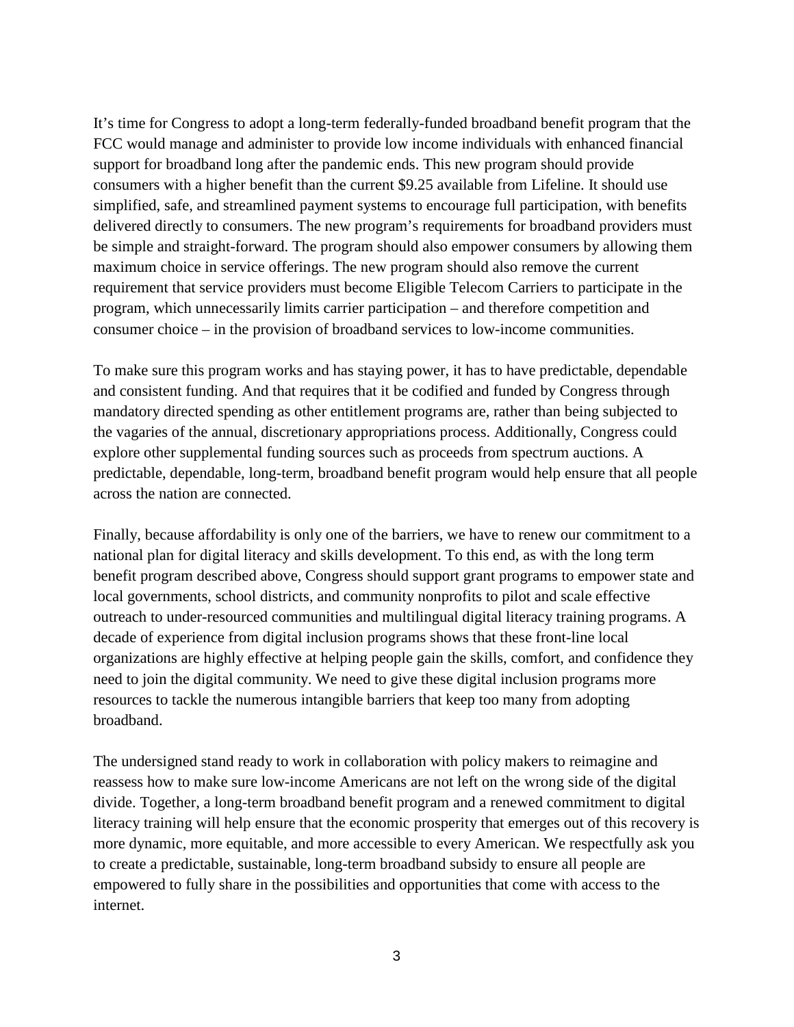It's time for Congress to adopt a long-term federally-funded broadband benefit program that the FCC would manage and administer to provide low income individuals with enhanced financial support for broadband long after the pandemic ends. This new program should provide consumers with a higher benefit than the current $9.25 available from Lifeline. It should use simplified, safe, and streamlined payment systems to encourage full participation, with benefits delivered directly to consumers. The new program's requirements for broadband providers must be simple and straight-forward. The program should also empower consumers by allowing them maximum choice in service offerings. The new program should also remove the current requirement that service providers must become Eligible Telecom Carriers to participate in the program, which unnecessarily limits carrier participation – and therefore competition and consumer choice – in the provision of broadband services to low-income communities.

To make sure this program works and has staying power, it has to have predictable, dependable and consistent funding. And that requires that it be codified and funded by Congress through mandatory directed spending as other entitlement programs are, rather than being subjected to the vagaries of the annual, discretionary appropriations process. Additionally, Congress could explore other supplemental funding sources such as proceeds from spectrum auctions. A predictable, dependable, long-term, broadband benefit program would help ensure that all people across the nation are connected.

Finally, because affordability is only one of the barriers, we have to renew our commitment to a national plan for digital literacy and skills development. To this end, as with the long term benefit program described above, Congress should support grant programs to empower state and local governments, school districts, and community nonprofits to pilot and scale effective outreach to under-resourced communities and multilingual digital literacy training programs. A decade of experience from digital inclusion programs shows that these front-line local organizations are highly effective at helping people gain the skills, comfort, and confidence they need to join the digital community. We need to give these digital inclusion programs more resources to tackle the numerous intangible barriers that keep too many from adopting broadband.

The undersigned stand ready to work in collaboration with policy makers to reimagine and reassess how to make sure low-income Americans are not left on the wrong side of the digital divide. Together, a long-term broadband benefit program and a renewed commitment to digital literacy training will help ensure that the economic prosperity that emerges out of this recovery is more dynamic, more equitable, and more accessible to every American. We respectfully ask you to create a predictable, sustainable, long-term broadband subsidy to ensure all people are empowered to fully share in the possibilities and opportunities that come with access to the internet.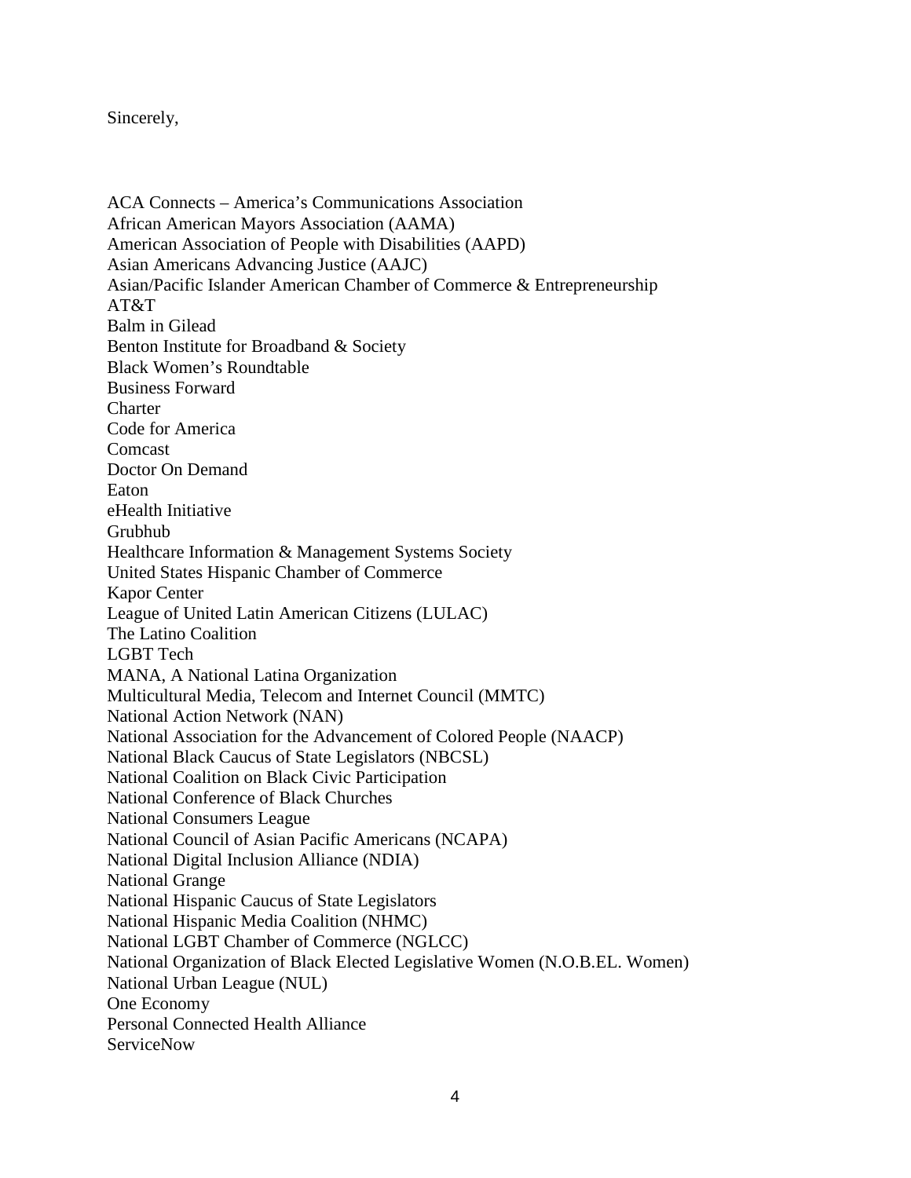Sincerely,

ACA Connects – America's Communications Association
African American Mayors Association (AAMA)
American Association of People with Disabilities (AAPD)
Asian Americans Advancing Justice (AAJC)
Asian/Pacific Islander American Chamber of Commerce & Entrepreneurship
AT&T
Balm in Gilead
Benton Institute for Broadband & Society
Black Women's Roundtable
Business Forward
Charter
Code for America
Comcast
Doctor On Demand
Eaton
eHealth Initiative
Grubhub
Healthcare Information & Management Systems Society
United States Hispanic Chamber of Commerce
Kapor Center
League of United Latin American Citizens (LULAC)
The Latino Coalition
LGBT Tech
MANA, A National Latina Organization
Multicultural Media, Telecom and Internet Council (MMTC)
National Action Network (NAN)
National Association for the Advancement of Colored People (NAACP)
National Black Caucus of State Legislators (NBCSL)
National Coalition on Black Civic Participation
National Conference of Black Churches
National Consumers League
National Council of Asian Pacific Americans (NCAPA)
National Digital Inclusion Alliance (NDIA)
National Grange
National Hispanic Caucus of State Legislators
National Hispanic Media Coalition (NHMC)
National LGBT Chamber of Commerce (NGLCC)
National Organization of Black Elected Legislative Women (N.O.B.EL. Women)
National Urban League (NUL)
One Economy
Personal Connected Health Alliance
ServiceNow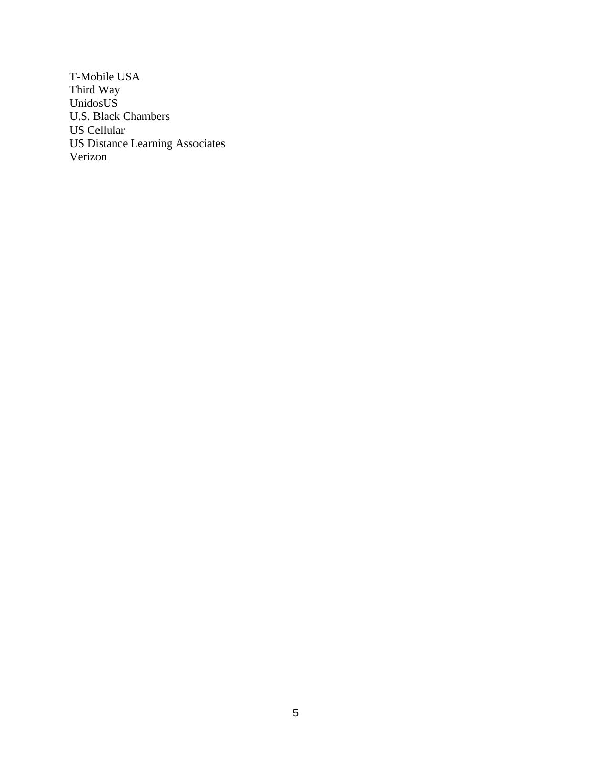T-Mobile USA
Third Way
UnidosUS
U.S. Black Chambers
US Cellular
US Distance Learning Associates
Verizon